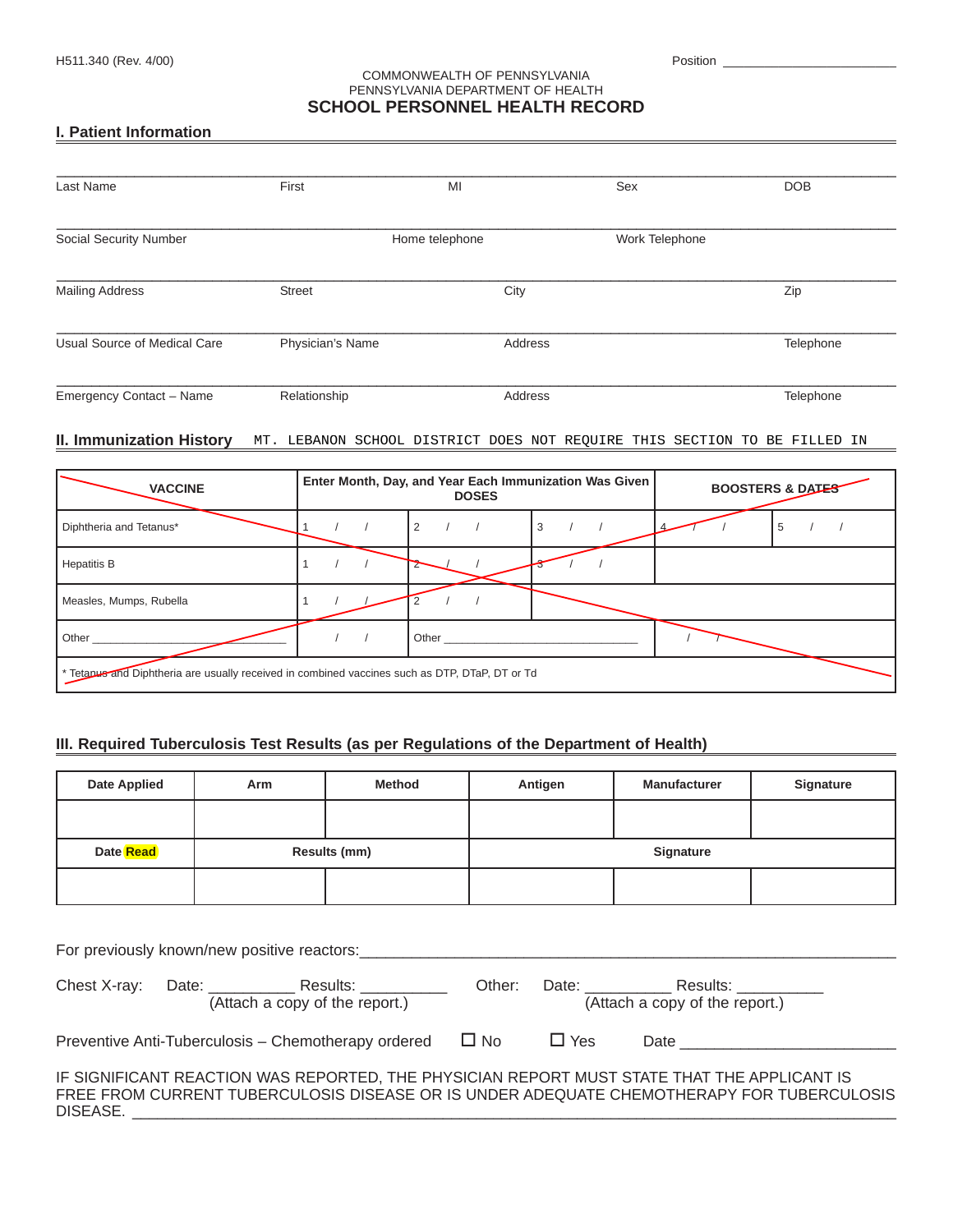H511.340 (Rev. 4/00)

Position ________________________

COMMONWEALTH OF PENNSYLVANIA
PENNSYLVANIA DEPARTMENT OF HEALTH

# SCHOOL PERSONNEL HEALTH RECORD

## I. Patient Information

| Last Name | First | MI | Sex | DOB |
|---|---|---|---|---|

| Social Security Number | Home telephone | Work Telephone |
|---|---|---|

| Mailing Address | Street | City | Zip |
|---|---|---|---|

| Usual Source of Medical Care | Physician's Name | Address | Telephone |
|---|---|---|---|

| Emergency Contact – Name | Relationship | Address | Telephone |
|---|---|---|---|

## II. Immunization History

MT. LEBANON SCHOOL DISTRICT DOES NOT REQUIRE THIS SECTION TO BE FILLED IN

| VACCINE | Enter Month, Day, and Year Each Immunization Was Given DOSES | | | BOOSTERS & DATES | |
|---|---|---|---|---|---|
| Diphtheria and Tetanus* | 1 / / | 2 / / | 3 / / | 4 / / | 5 / / |
| Hepatitis B | 1 / / | 2 / / | 3 / / | | |
| Measles, Mumps, Rubella | 1 / / | 2 / / | | | |
| Other ________________ | / / | Other ________________ | | / / | |
| * Tetanus and Diphtheria are usually received in combined vaccines such as DTP, DTaP, DT or Td | | | | | |

## III. Required Tuberculosis Test Results (as per Regulations of the Department of Health)

| Date Applied | Arm | Method | Antigen | Manufacturer | Signature |
|---|---|---|---|---|---|
| | | | | | |
| Date Read | Results (mm) | | Signature | | |
| | | | | | |

For previously known/new positive reactors:________________________________________

Chest X-ray: Date: __________ Results: __________ (Attach a copy of the report.)    Other: Date: __________ Results: __________ (Attach a copy of the report.)

Preventive Anti-Tuberculosis – Chemotherapy ordered ☐ No ☐ Yes Date ________________________

IF SIGNIFICANT REACTION WAS REPORTED, THE PHYSICIAN REPORT MUST STATE THAT THE APPLICANT IS FREE FROM CURRENT TUBERCULOSIS DISEASE OR IS UNDER ADEQUATE CHEMOTHERAPY FOR TUBERCULOSIS DISEASE. ________________________________________________________________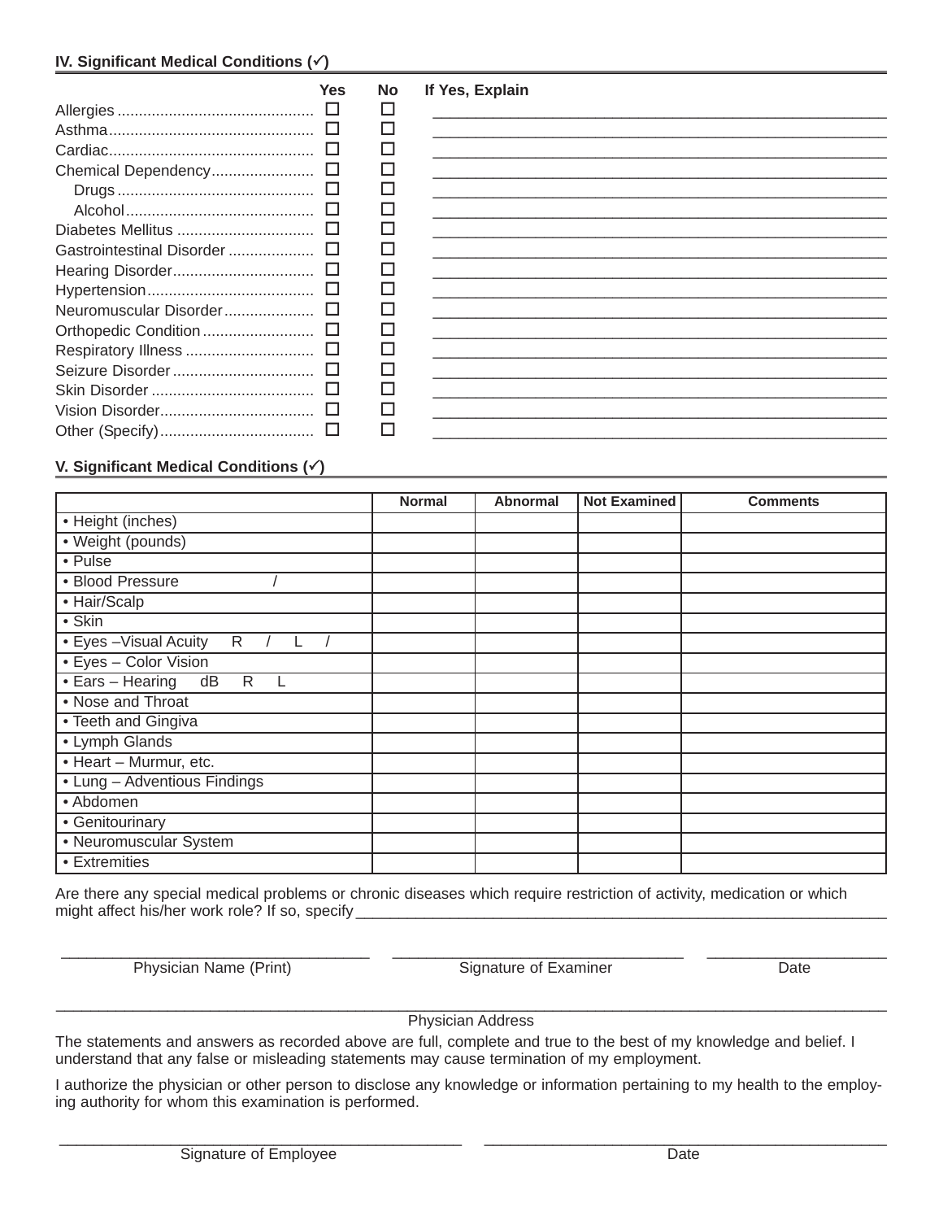**IV. Significant Medical Conditions (✓)**

| | Yes | No | If Yes, Explain |
|---|---|---|---|
| Allergies | ☐ | ☐ | ______ |
| Asthma | ☐ | ☐ | ______ |
| Cardiac | ☐ | ☐ | ______ |
| Chemical Dependency | ☐ | ☐ | ______ |
| Drugs | ☐ | ☐ | ______ |
| Alcohol | ☐ | ☐ | ______ |
| Diabetes Mellitus | ☐ | ☐ | ______ |
| Gastrointestinal Disorder | ☐ | ☐ | ______ |
| Hearing Disorder | ☐ | ☐ | ______ |
| Hypertension | ☐ | ☐ | ______ |
| Neuromuscular Disorder | ☐ | ☐ | ______ |
| Orthopedic Condition | ☐ | ☐ | ______ |
| Respiratory Illness | ☐ | ☐ | ______ |
| Seizure Disorder | ☐ | ☐ | ______ |
| Skin Disorder | ☐ | ☐ | ______ |
| Vision Disorder | ☐ | ☐ | ______ |
| Other (Specify) | ☐ | ☐ | ______ |

**V. Significant Medical Conditions (✓)**

| | Normal | Abnormal | Not Examined | Comments |
|---|---|---|---|---|
| • Height (inches) | | | | |
| • Weight (pounds) | | | | |
| • Pulse | | | | |
| • Blood Pressure / | | | | |
| • Hair/Scalp | | | | |
| • Skin | | | | |
| • Eyes –Visual Acuity R / L / | | | | |
| • Eyes – Color Vision | | | | |
| • Ears – Hearing dB R L | | | | |
| • Nose and Throat | | | | |
| • Teeth and Gingiva | | | | |
| • Lymph Glands | | | | |
| • Heart – Murmur, etc. | | | | |
| • Lung – Adventious Findings | | | | |
| • Abdomen | | | | |
| • Genitourinary | | | | |
| • Neuromuscular System | | | | |
| • Extremities | | | | |

Are there any special medical problems or chronic diseases which require restriction of activity, medication or which might affect his/her work role? If so, specify ______

______ Physician Name (Print) ______ Signature of Examiner ______ Date

______ Physician Address

The statements and answers as recorded above are full, complete and true to the best of my knowledge and belief. I understand that any false or misleading statements may cause termination of my employment.

I authorize the physician or other person to disclose any knowledge or information pertaining to my health to the employing authority for whom this examination is performed.

______ Signature of Employee ______ Date